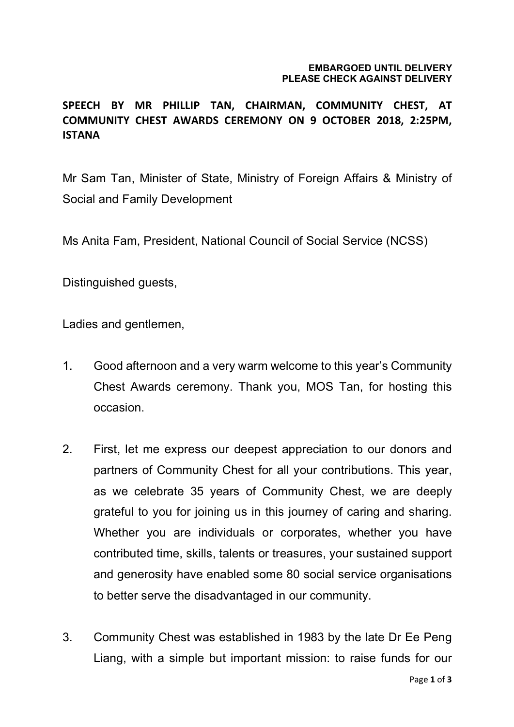**EMBARGOED UNTIL DELIVERY**
**PLEASE CHECK AGAINST DELIVERY**

**SPEECH BY MR PHILLIP TAN, CHAIRMAN, COMMUNITY CHEST, AT COMMUNITY CHEST AWARDS CEREMONY ON 9 OCTOBER 2018, 2:25PM, ISTANA**

Mr Sam Tan, Minister of State, Ministry of Foreign Affairs & Ministry of Social and Family Development

Ms Anita Fam, President, National Council of Social Service (NCSS)

Distinguished guests,

Ladies and gentlemen,

1. Good afternoon and a very warm welcome to this year's Community Chest Awards ceremony. Thank you, MOS Tan, for hosting this occasion.

2. First, let me express our deepest appreciation to our donors and partners of Community Chest for all your contributions. This year, as we celebrate 35 years of Community Chest, we are deeply grateful to you for joining us in this journey of caring and sharing. Whether you are individuals or corporates, whether you have contributed time, skills, talents or treasures, your sustained support and generosity have enabled some 80 social service organisations to better serve the disadvantaged in our community.

3. Community Chest was established in 1983 by the late Dr Ee Peng Liang, with a simple but important mission: to raise funds for our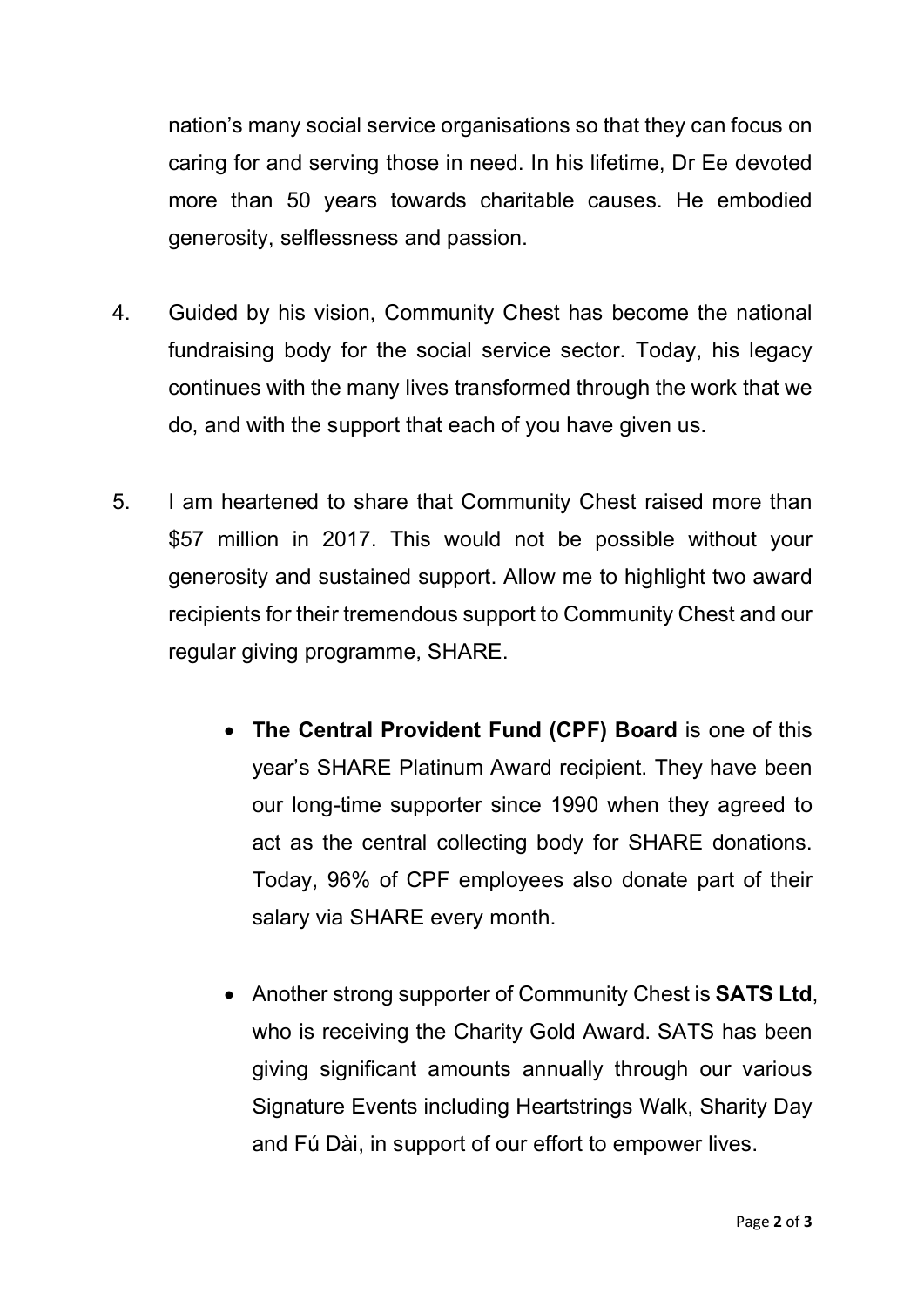nation's many social service organisations so that they can focus on caring for and serving those in need. In his lifetime, Dr Ee devoted more than 50 years towards charitable causes. He embodied generosity, selflessness and passion.

4. Guided by his vision, Community Chest has become the national fundraising body for the social service sector. Today, his legacy continues with the many lives transformed through the work that we do, and with the support that each of you have given us.

5. I am heartened to share that Community Chest raised more than $57 million in 2017. This would not be possible without your generosity and sustained support. Allow me to highlight two award recipients for their tremendous support to Community Chest and our regular giving programme, SHARE.

    - **The Central Provident Fund (CPF) Board** is one of this year's SHARE Platinum Award recipient. They have been our long-time supporter since 1990 when they agreed to act as the central collecting body for SHARE donations. Today, 96% of CPF employees also donate part of their salary via SHARE every month.

    - Another strong supporter of Community Chest is **SATS Ltd**, who is receiving the Charity Gold Award. SATS has been giving significant amounts annually through our various Signature Events including Heartstrings Walk, Sharity Day and Fú Dài, in support of our effort to empower lives.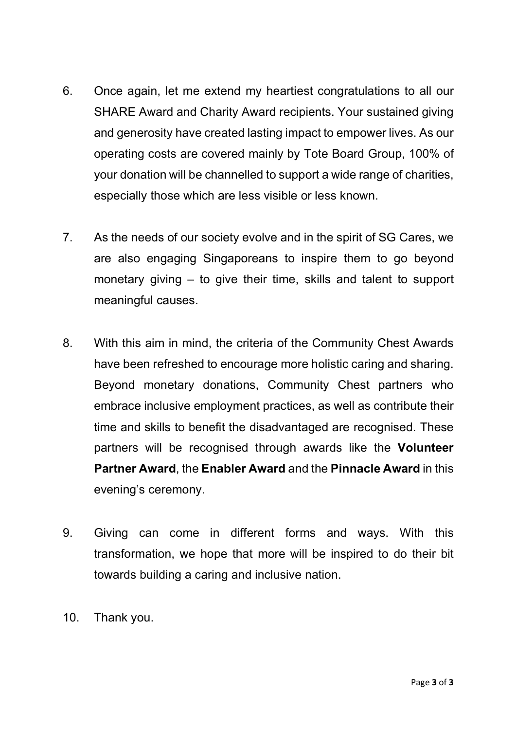6. Once again, let me extend my heartiest congratulations to all our SHARE Award and Charity Award recipients. Your sustained giving and generosity have created lasting impact to empower lives. As our operating costs are covered mainly by Tote Board Group, 100% of your donation will be channelled to support a wide range of charities, especially those which are less visible or less known.

7. As the needs of our society evolve and in the spirit of SG Cares, we are also engaging Singaporeans to inspire them to go beyond monetary giving – to give their time, skills and talent to support meaningful causes.

8. With this aim in mind, the criteria of the Community Chest Awards have been refreshed to encourage more holistic caring and sharing. Beyond monetary donations, Community Chest partners who embrace inclusive employment practices, as well as contribute their time and skills to benefit the disadvantaged are recognised. These partners will be recognised through awards like the **Volunteer Partner Award**, the **Enabler Award** and the **Pinnacle Award** in this evening's ceremony.

9. Giving can come in different forms and ways. With this transformation, we hope that more will be inspired to do their bit towards building a caring and inclusive nation.

10. Thank you.